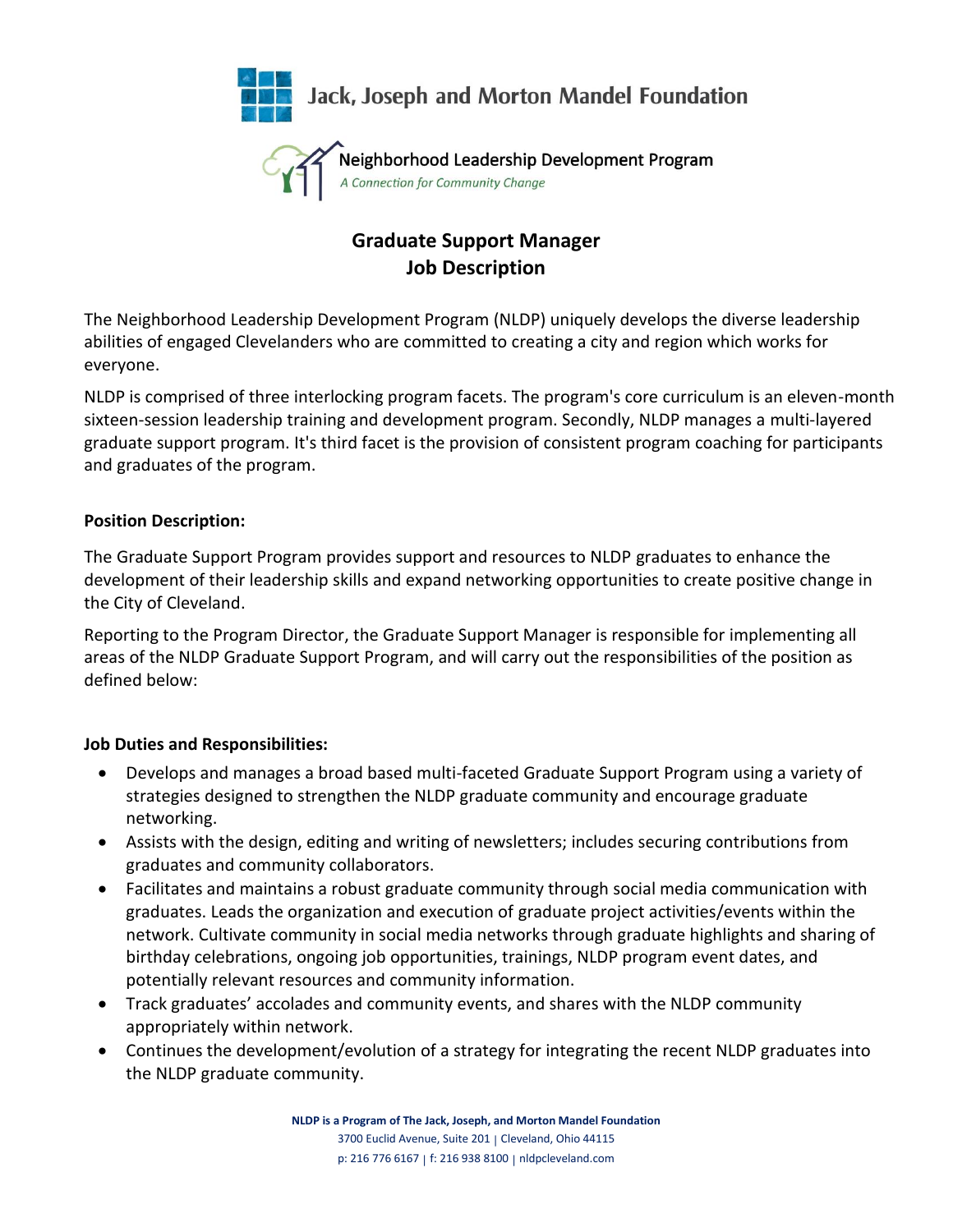Jack, Joseph and Morton Mandel Foundation

Neighborhood Leadership Development Program

*A Connection for Community Change*

# Graduate Support Manager
# Job Description

The Neighborhood Leadership Development Program (NLDP) uniquely develops the diverse leadership abilities of engaged Clevelanders who are committed to creating a city and region which works for everyone.

NLDP is comprised of three interlocking program facets. The program's core curriculum is an eleven-month sixteen-session leadership training and development program. Secondly, NLDP manages a multi-layered graduate support program. It's third facet is the provision of consistent program coaching for participants and graduates of the program.

**Position Description:**

The Graduate Support Program provides support and resources to NLDP graduates to enhance the development of their leadership skills and expand networking opportunities to create positive change in the City of Cleveland.

Reporting to the Program Director, the Graduate Support Manager is responsible for implementing all areas of the NLDP Graduate Support Program, and will carry out the responsibilities of the position as defined below:

**Job Duties and Responsibilities:**

- Develops and manages a broad based multi-faceted Graduate Support Program using a variety of strategies designed to strengthen the NLDP graduate community and encourage graduate networking.
- Assists with the design, editing and writing of newsletters; includes securing contributions from graduates and community collaborators.
- Facilitates and maintains a robust graduate community through social media communication with graduates. Leads the organization and execution of graduate project activities/events within the network. Cultivate community in social media networks through graduate highlights and sharing of birthday celebrations, ongoing job opportunities, trainings, NLDP program event dates, and potentially relevant resources and community information.
- Track graduates' accolades and community events, and shares with the NLDP community appropriately within network.
- Continues the development/evolution of a strategy for integrating the recent NLDP graduates into the NLDP graduate community.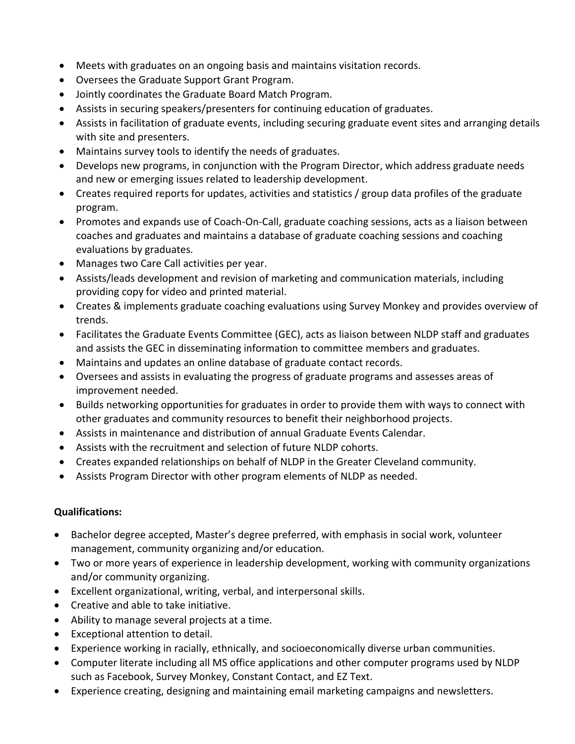- Meets with graduates on an ongoing basis and maintains visitation records.
- Oversees the Graduate Support Grant Program.
- Jointly coordinates the Graduate Board Match Program.
- Assists in securing speakers/presenters for continuing education of graduates.
- Assists in facilitation of graduate events, including securing graduate event sites and arranging details with site and presenters.
- Maintains survey tools to identify the needs of graduates.
- Develops new programs, in conjunction with the Program Director, which address graduate needs and new or emerging issues related to leadership development.
- Creates required reports for updates, activities and statistics / group data profiles of the graduate program.
- Promotes and expands use of Coach-On-Call, graduate coaching sessions, acts as a liaison between coaches and graduates and maintains a database of graduate coaching sessions and coaching evaluations by graduates.
- Manages two Care Call activities per year.
- Assists/leads development and revision of marketing and communication materials, including providing copy for video and printed material.
- Creates & implements graduate coaching evaluations using Survey Monkey and provides overview of trends.
- Facilitates the Graduate Events Committee (GEC), acts as liaison between NLDP staff and graduates and assists the GEC in disseminating information to committee members and graduates.
- Maintains and updates an online database of graduate contact records.
- Oversees and assists in evaluating the progress of graduate programs and assesses areas of improvement needed.
- Builds networking opportunities for graduates in order to provide them with ways to connect with other graduates and community resources to benefit their neighborhood projects.
- Assists in maintenance and distribution of annual Graduate Events Calendar.
- Assists with the recruitment and selection of future NLDP cohorts.
- Creates expanded relationships on behalf of NLDP in the Greater Cleveland community.
- Assists Program Director with other program elements of NLDP as needed.

**Qualifications:**

- Bachelor degree accepted, Master's degree preferred, with emphasis in social work, volunteer management, community organizing and/or education.
- Two or more years of experience in leadership development, working with community organizations and/or community organizing.
- Excellent organizational, writing, verbal, and interpersonal skills.
- Creative and able to take initiative.
- Ability to manage several projects at a time.
- Exceptional attention to detail.
- Experience working in racially, ethnically, and socioeconomically diverse urban communities.
- Computer literate including all MS office applications and other computer programs used by NLDP such as Facebook, Survey Monkey, Constant Contact, and EZ Text.
- Experience creating, designing and maintaining email marketing campaigns and newsletters.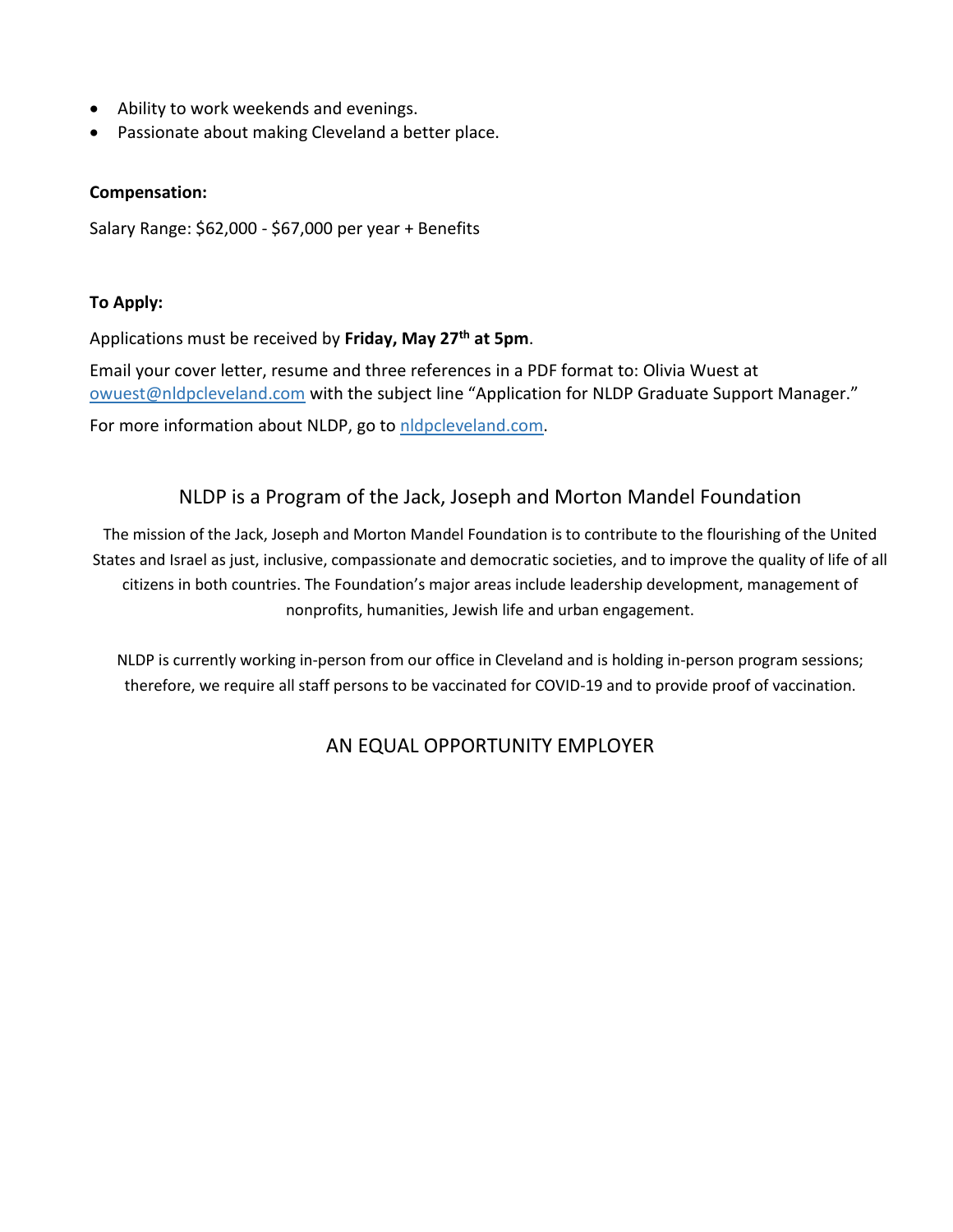- Ability to work weekends and evenings.
- Passionate about making Cleveland a better place.

**Compensation:**

Salary Range: $62,000 - $67,000 per year + Benefits

**To Apply:**

Applications must be received by **Friday, May 27th at 5pm**.

Email your cover letter, resume and three references in a PDF format to: Olivia Wuest at owuest@nldpcleveland.com with the subject line "Application for NLDP Graduate Support Manager."

For more information about NLDP, go to nldpcleveland.com.

## NLDP is a Program of the Jack, Joseph and Morton Mandel Foundation

The mission of the Jack, Joseph and Morton Mandel Foundation is to contribute to the flourishing of the United States and Israel as just, inclusive, compassionate and democratic societies, and to improve the quality of life of all citizens in both countries. The Foundation's major areas include leadership development, management of nonprofits, humanities, Jewish life and urban engagement.

NLDP is currently working in-person from our office in Cleveland and is holding in-person program sessions; therefore, we require all staff persons to be vaccinated for COVID-19 and to provide proof of vaccination.

## AN EQUAL OPPORTUNITY EMPLOYER